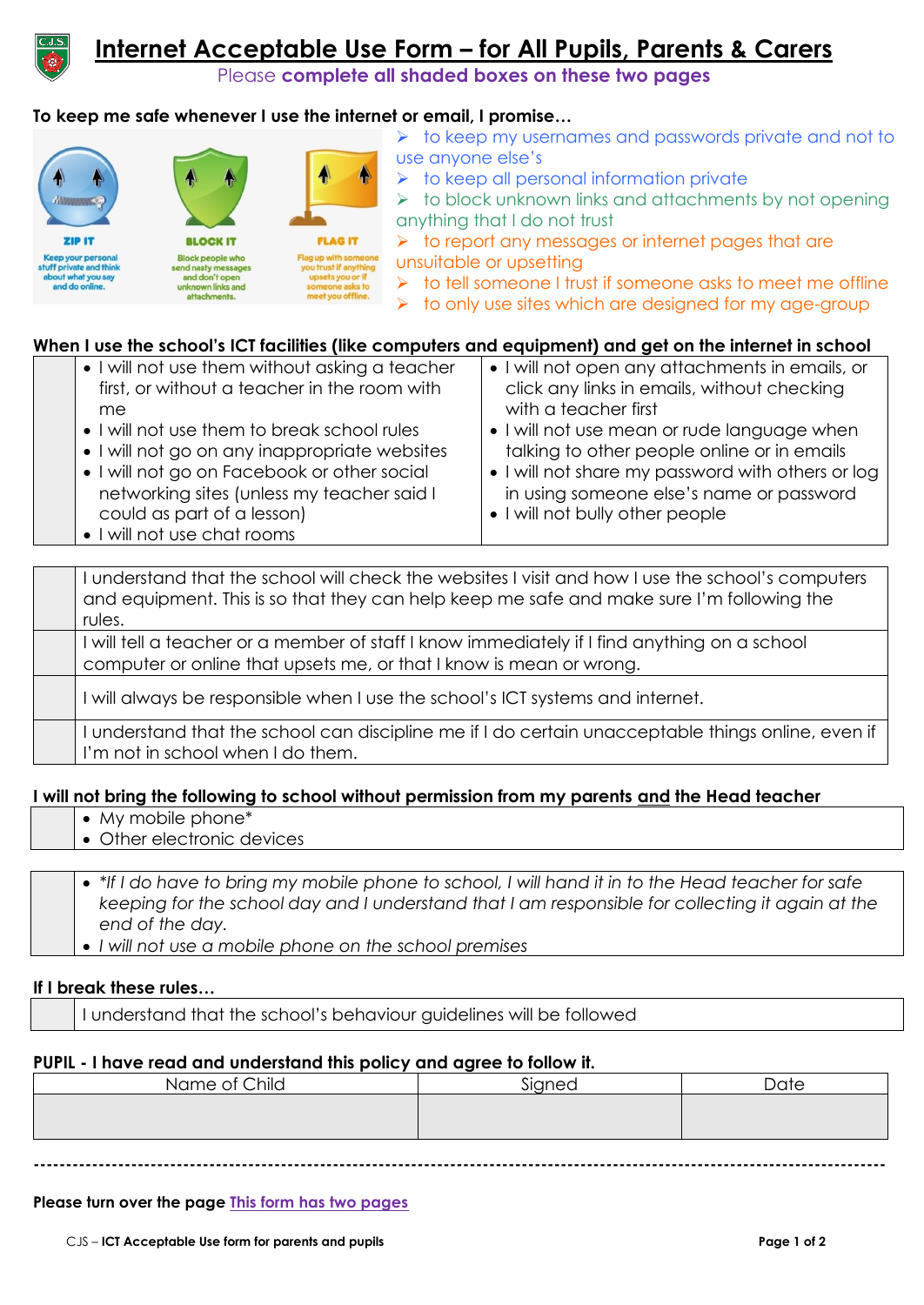# Internet Acceptable Use Form – for All Pupils, Parents & Carers

Please **complete all shaded boxes on these two pages**

**To keep me safe whenever I use the internet or email, I promise…**

**ZIP IT** Keep your personal stuff private and think about what you say and do online.

**BLOCK IT** Block people who send nasty messages and don't open unknown links and attachments.

**FLAG IT** Flag up with someone you trust if anything upsets you or if someone asks to meet you offline.

- to keep my usernames and passwords private and not to use anyone else's
- to keep all personal information private
- to block unknown links and attachments by not opening anything that I do not trust
- to report any messages or internet pages that are unsuitable or upsetting
- to tell someone I trust if someone asks to meet me offline
- to only use sites which are designed for my age-group

**When I use the school's ICT facilities (like computers and equipment) and get on the internet in school**

| | | |
|---|---|---|
| | • I will not use them without asking a teacher first, or without a teacher in the room with me<br>• I will not use them to break school rules<br>• I will not go on any inappropriate websites<br>• I will not go on Facebook or other social networking sites (unless my teacher said I could as part of a lesson)<br>• I will not use chat rooms | • I will not open any attachments in emails, or click any links in emails, without checking with a teacher first<br>• I will not use mean or rude language when talking to other people online or in emails<br>• I will not share my password with others or log in using someone else's name or password<br>• I will not bully other people |

| | |
|---|---|
| | I understand that the school will check the websites I visit and how I use the school's computers and equipment. This is so that they can help keep me safe and make sure I'm following the rules. |
| | I will tell a teacher or a member of staff I know immediately if I find anything on a school computer or online that upsets me, or that I know is mean or wrong. |
| | I will always be responsible when I use the school's ICT systems and internet. |
| | I understand that the school can discipline me if I do certain unacceptable things online, even if I'm not in school when I do them. |

**I will not bring the following to school without permission from my parents and the Head teacher**

| | |
|---|---|
| | • My mobile phone*<br>• Other electronic devices |

| | |
|---|---|
| | • *\*If I do have to bring my mobile phone to school, I will hand it in to the Head teacher for safe keeping for the school day and I understand that I am responsible for collecting it again at the end of the day.*<br>• *I will not use a mobile phone on the school premises* |

**If I break these rules…**

| | |
|---|---|
| | I understand that the school's behaviour guidelines will be followed |

**PUPIL - I have read and understand this policy and agree to follow it.**

| Name of Child | Signed | Date |
|---|---|---|
| | | |

---

**Please turn over the page** This form has two pages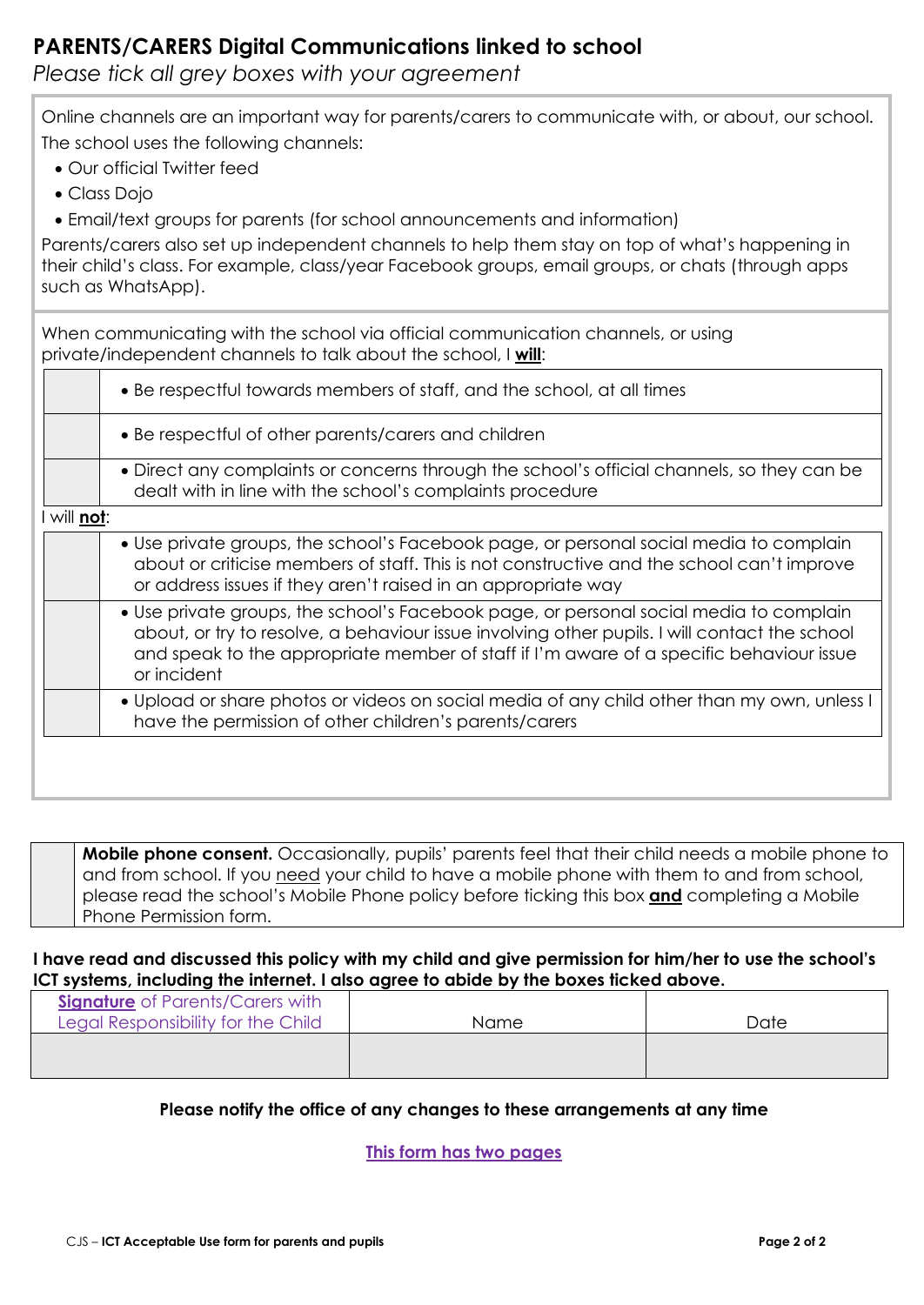## PARENTS/CARERS Digital Communications linked to school

*Please tick all grey boxes with your agreement*

Online channels are an important way for parents/carers to communicate with, or about, our school. The school uses the following channels:

- Our official Twitter feed
- Class Dojo
- Email/text groups for parents (for school announcements and information)

Parents/carers also set up independent channels to help them stay on top of what's happening in their child's class. For example, class/year Facebook groups, email groups, or chats (through apps such as WhatsApp).

When communicating with the school via official communication channels, or using private/independent channels to talk about the school, I **will**:

| | |
|---|---|
| | • Be respectful towards members of staff, and the school, at all times |
| | • Be respectful of other parents/carers and children |
| | • Direct any complaints or concerns through the school's official channels, so they can be dealt with in line with the school's complaints procedure |

I will **not**:

| | |
|---|---|
| | • Use private groups, the school's Facebook page, or personal social media to complain about or criticise members of staff. This is not constructive and the school can't improve or address issues if they aren't raised in an appropriate way |
| | • Use private groups, the school's Facebook page, or personal social media to complain about, or try to resolve, a behaviour issue involving other pupils. I will contact the school and speak to the appropriate member of staff if I'm aware of a specific behaviour issue or incident |
| | • Upload or share photos or videos on social media of any child other than my own, unless I have the permission of other children's parents/carers |

| | |
|---|---|
| | **Mobile phone consent.** Occasionally, pupils' parents feel that their child needs a mobile phone to and from school. If you need your child to have a mobile phone with them to and from school, please read the school's Mobile Phone policy before ticking this box **and** completing a Mobile Phone Permission form. |

**I have read and discussed this policy with my child and give permission for him/her to use the school's ICT systems, including the internet. I also agree to abide by the boxes ticked above.**

| **Signature** of Parents/Carers with Legal Responsibility for the Child | Name | Date |
|---|---|---|
| | | |

**Please notify the office of any changes to these arrangements at any time**

**This form has two pages**

CJS – **ICT Acceptable Use form for parents and pupils**